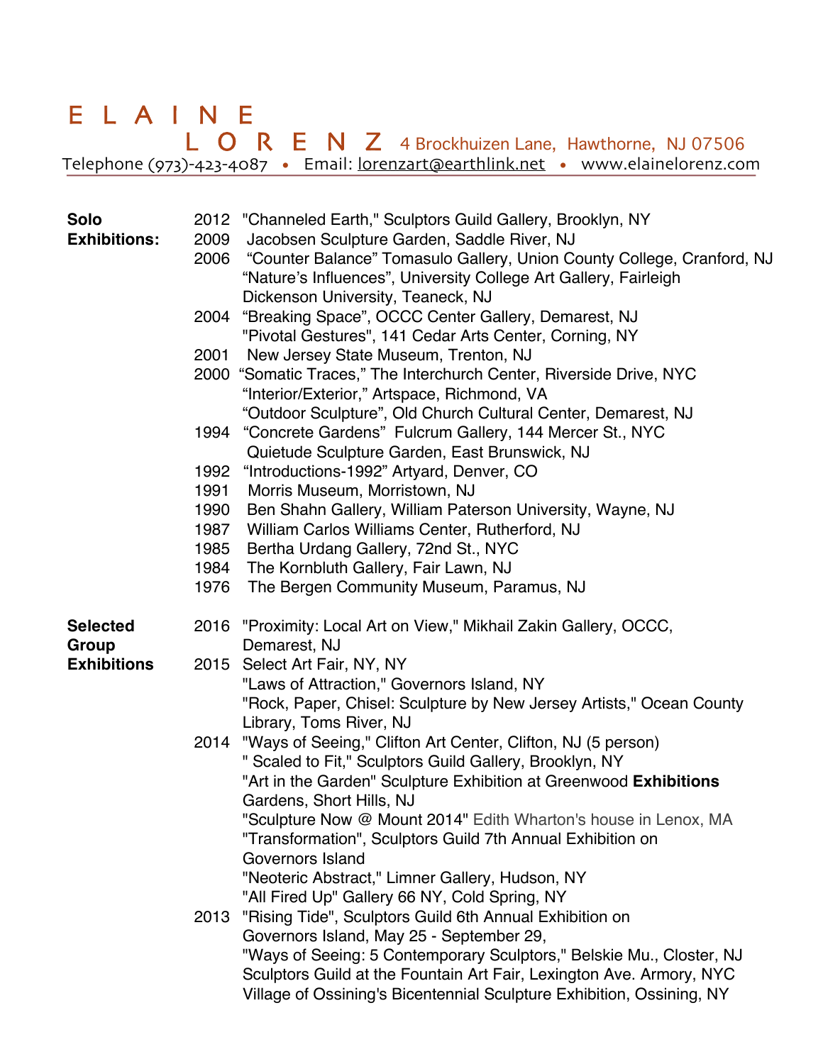# ELAINE LORENZ

4 Brockhuizen Lane, Hawthorne, NJ 07506
Telephone (973)-423-4087 • Email: lorenzart@earthlink.net • www.elainelorenz.com

---

## Solo Exhibitions:

- 2012 "Channeled Earth," Sculptors Guild Gallery, Brooklyn, NY
- 2009 Jacobsen Sculpture Garden, Saddle River, NJ
- 2006 "Counter Balance" Tomasulo Gallery, Union County College, Cranford, NJ
  "Nature's Influences", University College Art Gallery, Fairleigh Dickenson University, Teaneck, NJ
- 2004 "Breaking Space", OCCC Center Gallery, Demarest, NJ
  "Pivotal Gestures", 141 Cedar Arts Center, Corning, NY
- 2001 New Jersey State Museum, Trenton, NJ
- 2000 "Somatic Traces," The Interchurch Center, Riverside Drive, NYC
  "Interior/Exterior," Artspace, Richmond, VA
  "Outdoor Sculpture", Old Church Cultural Center, Demarest, NJ
- 1994 "Concrete Gardens" Fulcrum Gallery, 144 Mercer St., NYC
  Quietude Sculpture Garden, East Brunswick, NJ
- 1992 "Introductions-1992" Artyard, Denver, CO
- 1991 Morris Museum, Morristown, NJ
- 1990 Ben Shahn Gallery, William Paterson University, Wayne, NJ
- 1987 William Carlos Williams Center, Rutherford, NJ
- 1985 Bertha Urdang Gallery, 72nd St., NYC
- 1984 The Kornbluth Gallery, Fair Lawn, NJ
- 1976 The Bergen Community Museum, Paramus, NJ

## Selected Group Exhibitions

- 2016 "Proximity: Local Art on View," Mikhail Zakin Gallery, OCCC, Demarest, NJ
- 2015 Select Art Fair, NY, NY
  "Laws of Attraction," Governors Island, NY
  "Rock, Paper, Chisel: Sculpture by New Jersey Artists," Ocean County Library, Toms River, NJ
- 2014 "Ways of Seeing," Clifton Art Center, Clifton, NJ (5 person)
  " Scaled to Fit," Sculptors Guild Gallery, Brooklyn, NY
  "Art in the Garden" Sculpture Exhibition at Greenwood **Exhibitions** Gardens, Short Hills, NJ
  "Sculpture Now @ Mount 2014" Edith Wharton's house in Lenox, MA
  "Transformation", Sculptors Guild 7th Annual Exhibition on Governors Island
  "Neoteric Abstract," Limner Gallery, Hudson, NY
  "All Fired Up" Gallery 66 NY, Cold Spring, NY
- 2013 "Rising Tide", Sculptors Guild 6th Annual Exhibition on Governors Island, May 25 - September 29,
  "Ways of Seeing: 5 Contemporary Sculptors," Belskie Mu., Closter, NJ
  Sculptors Guild at the Fountain Art Fair, Lexington Ave. Armory, NYC
  Village of Ossining's Bicentennial Sculpture Exhibition, Ossining, NY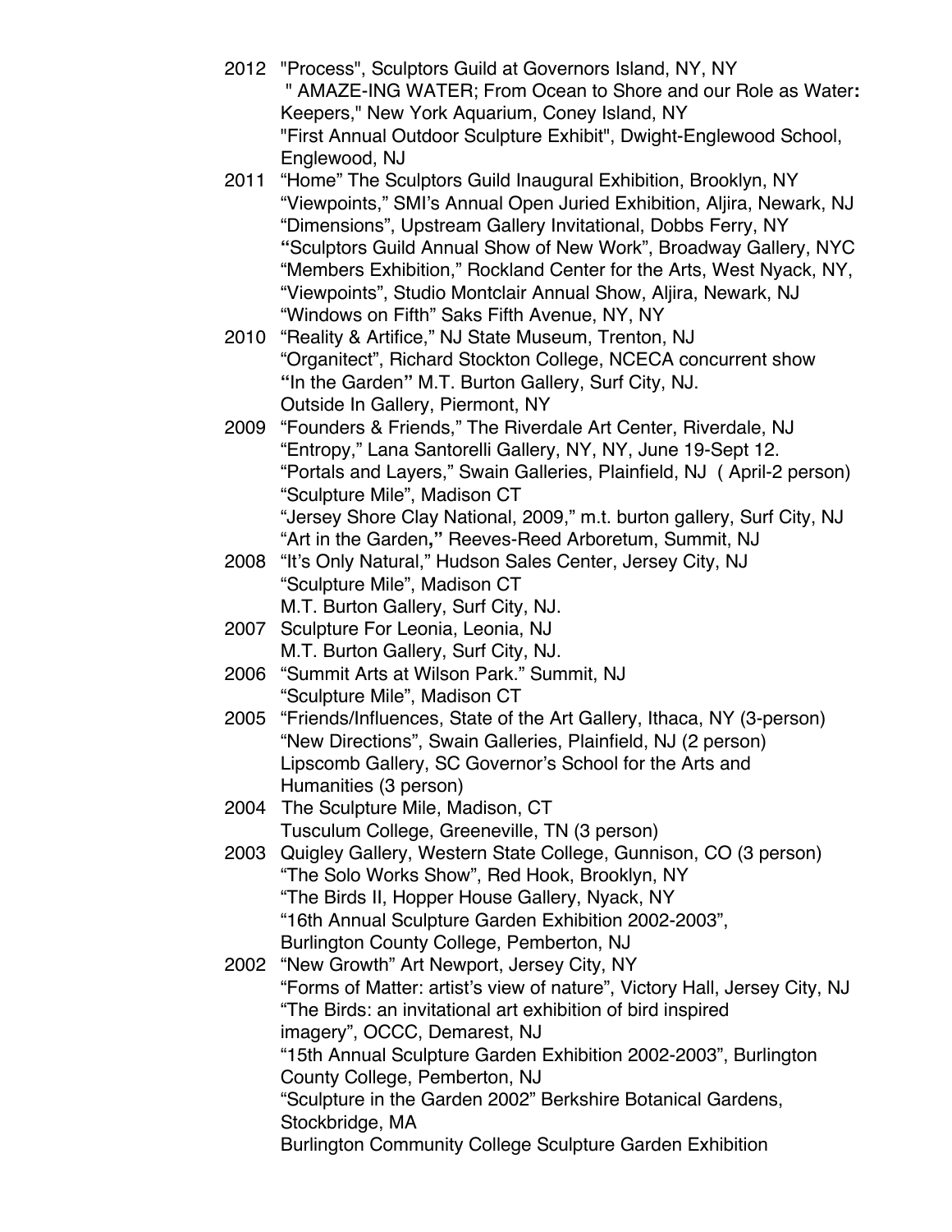2012 "Process", Sculptors Guild at Governors Island, NY, NY
" AMAZE-ING WATER; From Ocean to Shore and our Role as Water**:** Keepers," New York Aquarium, Coney Island, NY
"First Annual Outdoor Sculpture Exhibit", Dwight-Englewood School, Englewood, NJ

2011 “Home” The Sculptors Guild Inaugural Exhibition, Brooklyn, NY
“Viewpoints,” SMI’s Annual Open Juried Exhibition, Aljira, Newark, NJ
“Dimensions”, Upstream Gallery Invitational, Dobbs Ferry, NY
**“**Sculptors Guild Annual Show of New Work”, Broadway Gallery, NYC
“Members Exhibition,” Rockland Center for the Arts, West Nyack, NY,
“Viewpoints”, Studio Montclair Annual Show, Aljira, Newark, NJ
“Windows on Fifth” Saks Fifth Avenue, NY, NY

2010 “Reality & Artifice,” NJ State Museum, Trenton, NJ
“Organitect”, Richard Stockton College, NCECA concurrent show
**“**In the Garden**”** M.T. Burton Gallery, Surf City, NJ.
Outside In Gallery, Piermont, NY

2009 “Founders & Friends,” The Riverdale Art Center, Riverdale, NJ
“Entropy,” Lana Santorelli Gallery, NY, NY, June 19-Sept 12.
“Portals and Layers,” Swain Galleries, Plainfield, NJ ( April-2 person)
“Sculpture Mile”, Madison CT
“Jersey Shore Clay National, 2009,” m.t. burton gallery, Surf City, NJ
“Art in the Garden**,”** Reeves-Reed Arboretum, Summit, NJ

2008 “It’s Only Natural,” Hudson Sales Center, Jersey City, NJ
“Sculpture Mile”, Madison CT
M.T. Burton Gallery, Surf City, NJ.

2007 Sculpture For Leonia, Leonia, NJ
M.T. Burton Gallery, Surf City, NJ.

2006 “Summit Arts at Wilson Park.” Summit, NJ
“Sculpture Mile”, Madison CT

2005 “Friends/Influences, State of the Art Gallery, Ithaca, NY (3-person)
“New Directions”, Swain Galleries, Plainfield, NJ (2 person)
Lipscomb Gallery, SC Governor’s School for the Arts and Humanities (3 person)

2004 The Sculpture Mile, Madison, CT
Tusculum College, Greeneville, TN (3 person)

2003 Quigley Gallery, Western State College, Gunnison, CO (3 person)
“The Solo Works Show”, Red Hook, Brooklyn, NY
“The Birds II, Hopper House Gallery, Nyack, NY
“16th Annual Sculpture Garden Exhibition 2002-2003”, Burlington County College, Pemberton, NJ

2002 “New Growth” Art Newport, Jersey City, NY
“Forms of Matter: artist’s view of nature”, Victory Hall, Jersey City, NJ
“The Birds: an invitational art exhibition of bird inspired imagery”, OCCC, Demarest, NJ
“15th Annual Sculpture Garden Exhibition 2002-2003”, Burlington County College, Pemberton, NJ
“Sculpture in the Garden 2002” Berkshire Botanical Gardens, Stockbridge, MA
Burlington Community College Sculpture Garden Exhibition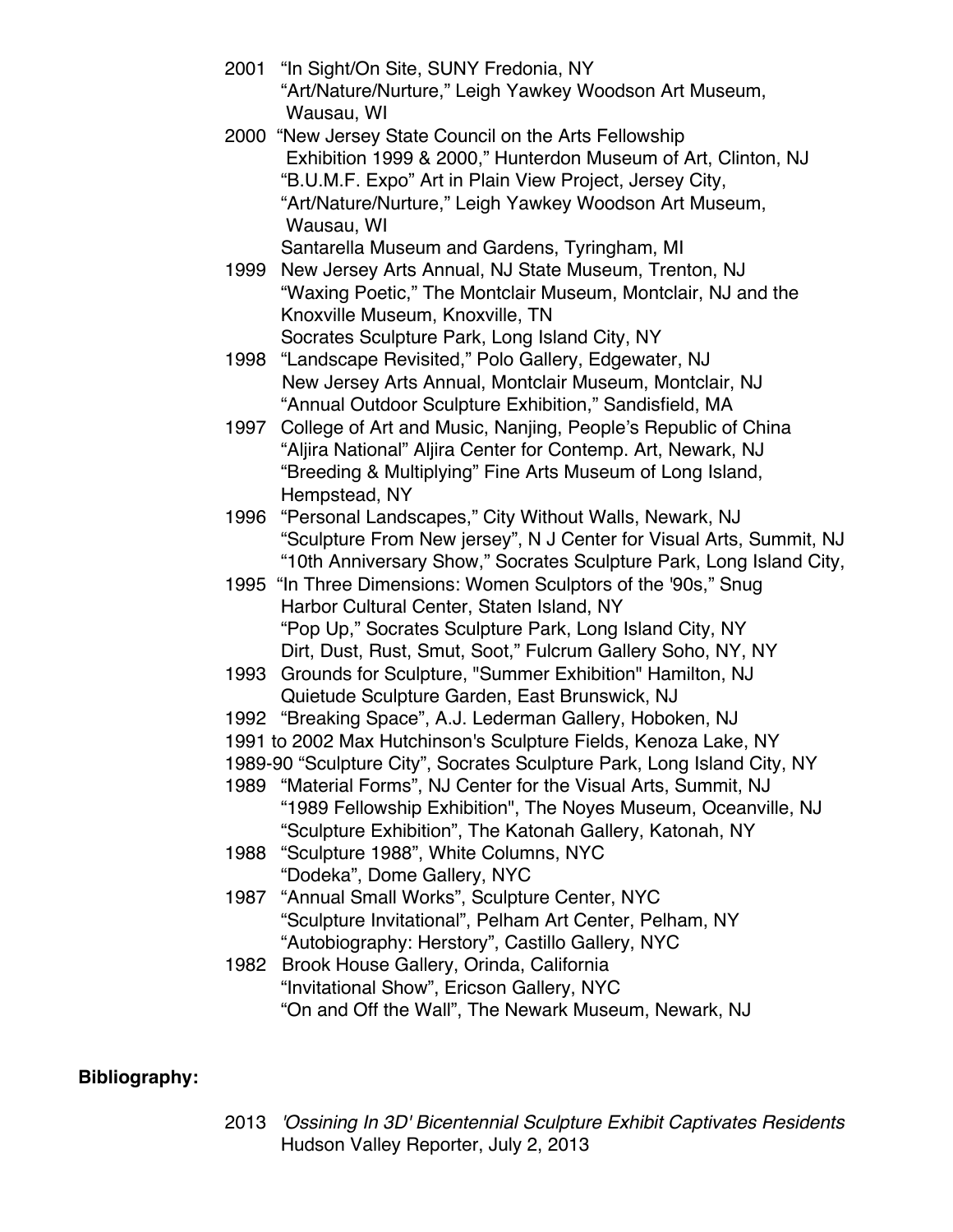2001 "In Sight/On Site, SUNY Fredonia, NY
"Art/Nature/Nurture," Leigh Yawkey Woodson Art Museum, Wausau, WI

2000 "New Jersey State Council on the Arts Fellowship Exhibition 1999 & 2000," Hunterdon Museum of Art, Clinton, NJ
"B.U.M.F. Expo" Art in Plain View Project, Jersey City,
"Art/Nature/Nurture," Leigh Yawkey Woodson Art Museum, Wausau, WI
Santarella Museum and Gardens, Tyringham, MI

1999 New Jersey Arts Annual, NJ State Museum, Trenton, NJ
"Waxing Poetic," The Montclair Museum, Montclair, NJ and the Knoxville Museum, Knoxville, TN
Socrates Sculpture Park, Long Island City, NY

1998 "Landscape Revisited," Polo Gallery, Edgewater, NJ
New Jersey Arts Annual, Montclair Museum, Montclair, NJ
"Annual Outdoor Sculpture Exhibition," Sandisfield, MA

1997 College of Art and Music, Nanjing, People's Republic of China
"Aljira National" Aljira Center for Contemp. Art, Newark, NJ
"Breeding & Multiplying" Fine Arts Museum of Long Island, Hempstead, NY

1996 "Personal Landscapes," City Without Walls, Newark, NJ
"Sculpture From New jersey", N J Center for Visual Arts, Summit, NJ
"10th Anniversary Show," Socrates Sculpture Park, Long Island City,

1995 "In Three Dimensions: Women Sculptors of the '90s," Snug Harbor Cultural Center, Staten Island, NY
"Pop Up," Socrates Sculpture Park, Long Island City, NY
Dirt, Dust, Rust, Smut, Soot," Fulcrum Gallery Soho, NY, NY

1993 Grounds for Sculpture, "Summer Exhibition" Hamilton, NJ
Quietude Sculpture Garden, East Brunswick, NJ

1992 "Breaking Space", A.J. Lederman Gallery, Hoboken, NJ

1991 to 2002 Max Hutchinson's Sculpture Fields, Kenoza Lake, NY

1989-90 "Sculpture City", Socrates Sculpture Park, Long Island City, NY

1989 "Material Forms", NJ Center for the Visual Arts, Summit, NJ
"1989 Fellowship Exhibition", The Noyes Museum, Oceanville, NJ
"Sculpture Exhibition", The Katonah Gallery, Katonah, NY

1988 "Sculpture 1988", White Columns, NYC
"Dodeka", Dome Gallery, NYC

1987 "Annual Small Works", Sculpture Center, NYC
"Sculpture Invitational", Pelham Art Center, Pelham, NY
"Autobiography: Herstory", Castillo Gallery, NYC

1982 Brook House Gallery, Orinda, California
"Invitational Show", Ericson Gallery, NYC
"On and Off the Wall", The Newark Museum, Newark, NJ

**Bibliography:**

2013 *'Ossining In 3D' Bicentennial Sculpture Exhibit Captivates Residents*
Hudson Valley Reporter, July 2, 2013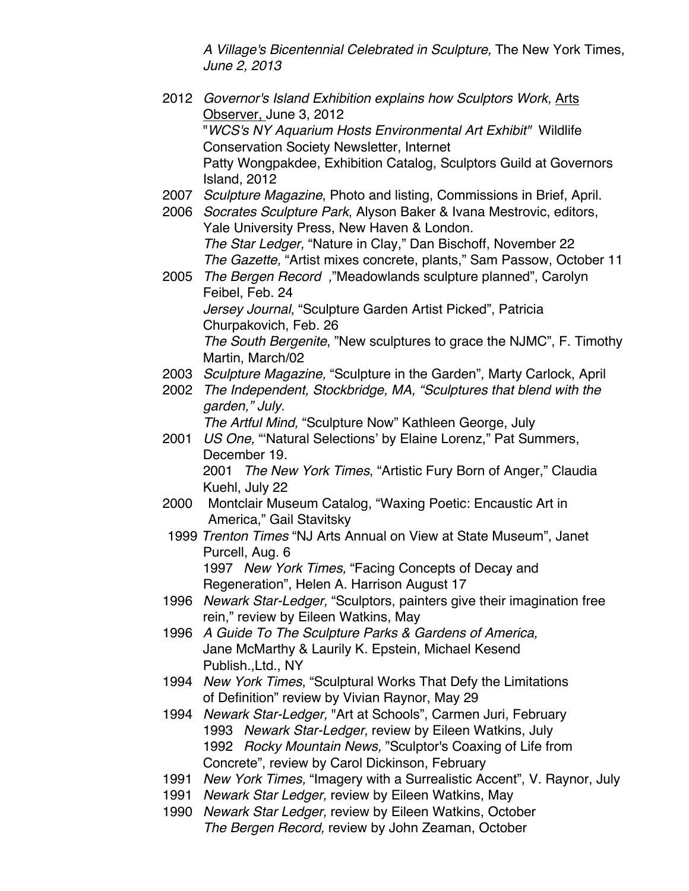*A Village's Bicentennial Celebrated in Sculpture,* The New York Times, *June 2, 2013*

2012 *Governor's Island Exhibition explains how Sculptors Work,* Arts Observer, June 3, 2012
"*WCS's NY Aquarium Hosts Environmental Art Exhibit"* Wildlife Conservation Society Newsletter, Internet
Patty Wongpakdee, Exhibition Catalog, Sculptors Guild at Governors Island, 2012

2007 *Sculpture Magazine*, Photo and listing, Commissions in Brief, April.

2006 *Socrates Sculpture Park*, Alyson Baker & Ivana Mestrovic, editors, Yale University Press, New Haven & London.
*The Star Ledger,* "Nature in Clay," Dan Bischoff, November 22
*The Gazette,* "Artist mixes concrete, plants," Sam Passow, October 11

2005 *The Bergen Record* ,"Meadowlands sculpture planned", Carolyn Feibel, Feb. 24
*Jersey Journal*, "Sculpture Garden Artist Picked", Patricia Churpakovich, Feb. 26
*The South Bergenite*, "New sculptures to grace the NJMC", F. Timothy Martin, March/02

2003 *Sculpture Magazine,* "Sculpture in the Garden", Marty Carlock, April

2002 *The Independent, Stockbridge, MA, "Sculptures that blend with the garden," July.*
*The Artful Mind,* "Sculpture Now" Kathleen George, July

2001 *US One,* "'Natural Selections' by Elaine Lorenz," Pat Summers, December 19.
2001 *The New York Times*, "Artistic Fury Born of Anger," Claudia Kuehl, July 22

2000 Montclair Museum Catalog, "Waxing Poetic: Encaustic Art in America," Gail Stavitsky

1999 *Trenton Times* "NJ Arts Annual on View at State Museum", Janet Purcell, Aug. 6
1997 *New York Times,* "Facing Concepts of Decay and Regeneration", Helen A. Harrison August 17

1996 *Newark Star-Ledger,* "Sculptors, painters give their imagination free rein," review by Eileen Watkins, May

1996 *A Guide To The Sculpture Parks & Gardens of America,* Jane McMarthy & Laurily K. Epstein, Michael Kesend Publish.,Ltd., NY

1994 *New York Times*, "Sculptural Works That Defy the Limitations of Definition" review by Vivian Raynor, May 29

1994 *Newark Star-Ledger,* "Art at Schools", Carmen Juri, February
1993 *Newark Star-Ledger,* review by Eileen Watkins, July
1992 *Rocky Mountain News,* "Sculptor's Coaxing of Life from Concrete", review by Carol Dickinson, February

1991 *New York Times,* "Imagery with a Surrealistic Accent", V. Raynor, July

1991 *Newark Star Ledger,* review by Eileen Watkins, May

1990 *Newark Star Ledger,* review by Eileen Watkins, October
*The Bergen Record,* review by John Zeaman, October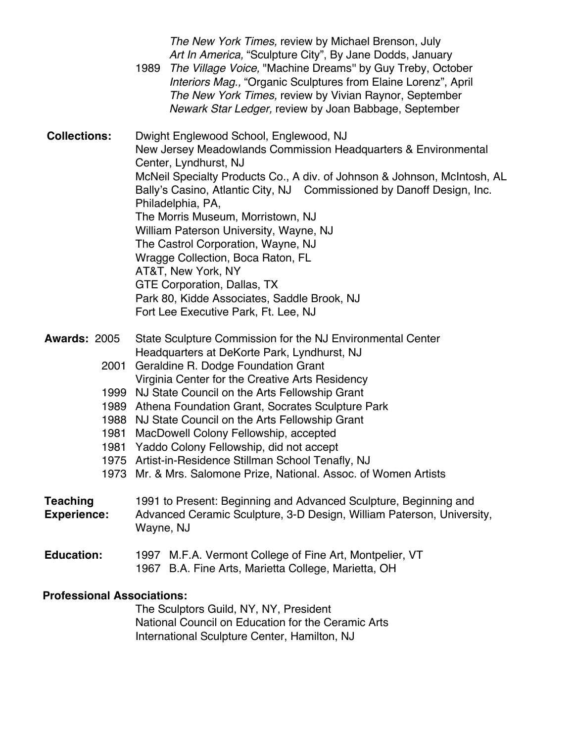*The New York Times,* review by Michael Brenson, July
*Art In America,* "Sculpture City", By Jane Dodds, January
1989 *The Village Voice,* "Machine Dreams" by Guy Treby, October
*Interiors Mag.,* "Organic Sculptures from Elaine Lorenz", April
*The New York Times,* review by Vivian Raynor, September
*Newark Star Ledger,* review by Joan Babbage, September

**Collections:**

Dwight Englewood School, Englewood, NJ
New Jersey Meadowlands Commission Headquarters & Environmental Center, Lyndhurst, NJ
McNeil Specialty Products Co., A div. of Johnson & Johnson, McIntosh, AL
Bally's Casino, Atlantic City, NJ Commissioned by Danoff Design, Inc. Philadelphia, PA,
The Morris Museum, Morristown, NJ
William Paterson University, Wayne, NJ
The Castrol Corporation, Wayne, NJ
Wragge Collection, Boca Raton, FL
AT&T, New York, NY
GTE Corporation, Dallas, TX
Park 80, Kidde Associates, Saddle Brook, NJ
Fort Lee Executive Park, Ft. Lee, NJ

**Awards:**

2005 State Sculpture Commission for the NJ Environmental Center Headquarters at DeKorte Park, Lyndhurst, NJ
2001 Geraldine R. Dodge Foundation Grant
Virginia Center for the Creative Arts Residency
1999 NJ State Council on the Arts Fellowship Grant
1989 Athena Foundation Grant, Socrates Sculpture Park
1988 NJ State Council on the Arts Fellowship Grant
1981 MacDowell Colony Fellowship, accepted
1981 Yaddo Colony Fellowship, did not accept
1975 Artist-in-Residence Stillman School Tenafly, NJ
1973 Mr. & Mrs. Salomone Prize, National. Assoc. of Women Artists

**Teaching Experience:**

1991 to Present: Beginning and Advanced Sculpture, Beginning and Advanced Ceramic Sculpture, 3-D Design, William Paterson, University, Wayne, NJ

**Education:**

1997 M.F.A. Vermont College of Fine Art, Montpelier, VT
1967 B.A. Fine Arts, Marietta College, Marietta, OH

**Professional Associations:**

The Sculptors Guild, NY, NY, President
National Council on Education for the Ceramic Arts
International Sculpture Center, Hamilton, NJ